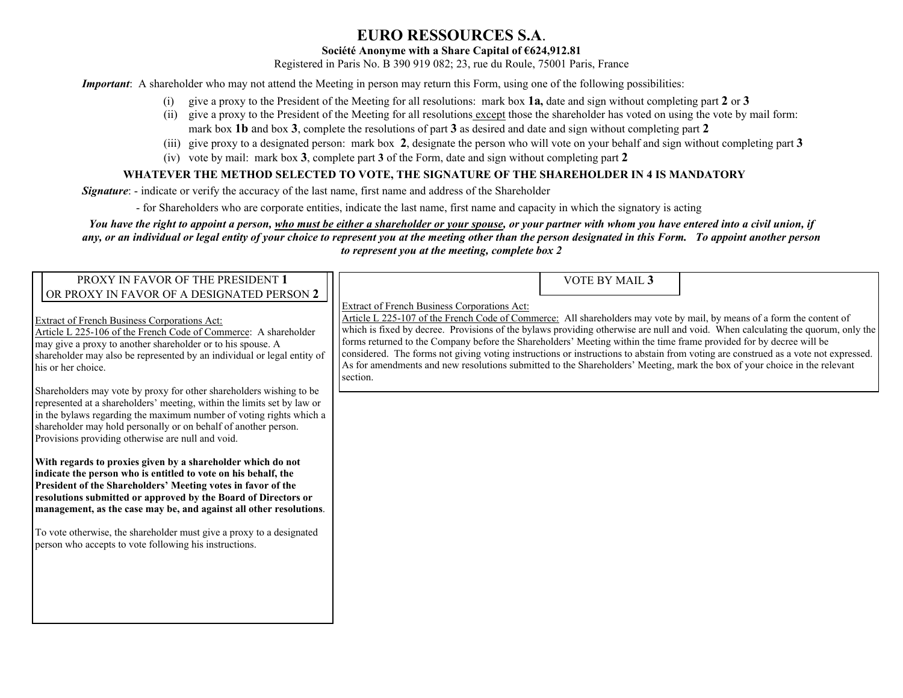# EURO RESSOURCES S.A.

**Société Anonyme with a Share Capital of €624,912.81**

Registered in Paris No. B 390 919 082; 23, rue du Roule, 75001 Paris, France

***Important***: A shareholder who may not attend the Meeting in person may return this Form, using one of the following possibilities:

(i) give a proxy to the President of the Meeting for all resolutions: mark box **1a,** date and sign without completing part **2** or **3**

(ii) give a proxy to the President of the Meeting for all resolutions except those the shareholder has voted on using the vote by mail form: mark box **1b** and box **3**, complete the resolutions of part **3** as desired and date and sign without completing part **2**

(iii) give proxy to a designated person: mark box **2**, designate the person who will vote on your behalf and sign without completing part **3**

(iv) vote by mail: mark box **3**, complete part **3** of the Form, date and sign without completing part **2**

**WHATEVER THE METHOD SELECTED TO VOTE, THE SIGNATURE OF THE SHAREHOLDER IN 4 IS MANDATORY**

***Signature***: - indicate or verify the accuracy of the last name, first name and address of the Shareholder

- for Shareholders who are corporate entities, indicate the last name, first name and capacity in which the signatory is acting

***You have the right to appoint a person, who must be either a shareholder or your spouse, or your partner with whom you have entered into a civil union, if any, or an individual or legal entity of your choice to represent you at the meeting other than the person designated in this Form. To appoint another person to represent you at the meeting, complete box 2***

## PROXY IN FAVOR OF THE PRESIDENT 1 OR PROXY IN FAVOR OF A DESIGNATED PERSON 2

Extract of French Business Corporations Act:

Article L 225-106 of the French Code of Commerce: A shareholder may give a proxy to another shareholder or to his spouse. A shareholder may also be represented by an individual or legal entity of his or her choice.

Shareholders may vote by proxy for other shareholders wishing to be represented at a shareholders' meeting, within the limits set by law or in the bylaws regarding the maximum number of voting rights which a shareholder may hold personally or on behalf of another person. Provisions providing otherwise are null and void.

**With regards to proxies given by a shareholder which do not indicate the person who is entitled to vote on his behalf, the President of the Shareholders' Meeting votes in favor of the resolutions submitted or approved by the Board of Directors or management, as the case may be, and against all other resolutions**.

To vote otherwise, the shareholder must give a proxy to a designated person who accepts to vote following his instructions.

## VOTE BY MAIL 3

Extract of French Business Corporations Act:

Article L 225-107 of the French Code of Commerce: All shareholders may vote by mail, by means of a form the content of which is fixed by decree. Provisions of the bylaws providing otherwise are null and void. When calculating the quorum, only the forms returned to the Company before the Shareholders' Meeting within the time frame provided for by decree will be considered. The forms not giving voting instructions or instructions to abstain from voting are construed as a vote not expressed. As for amendments and new resolutions submitted to the Shareholders' Meeting, mark the box of your choice in the relevant section.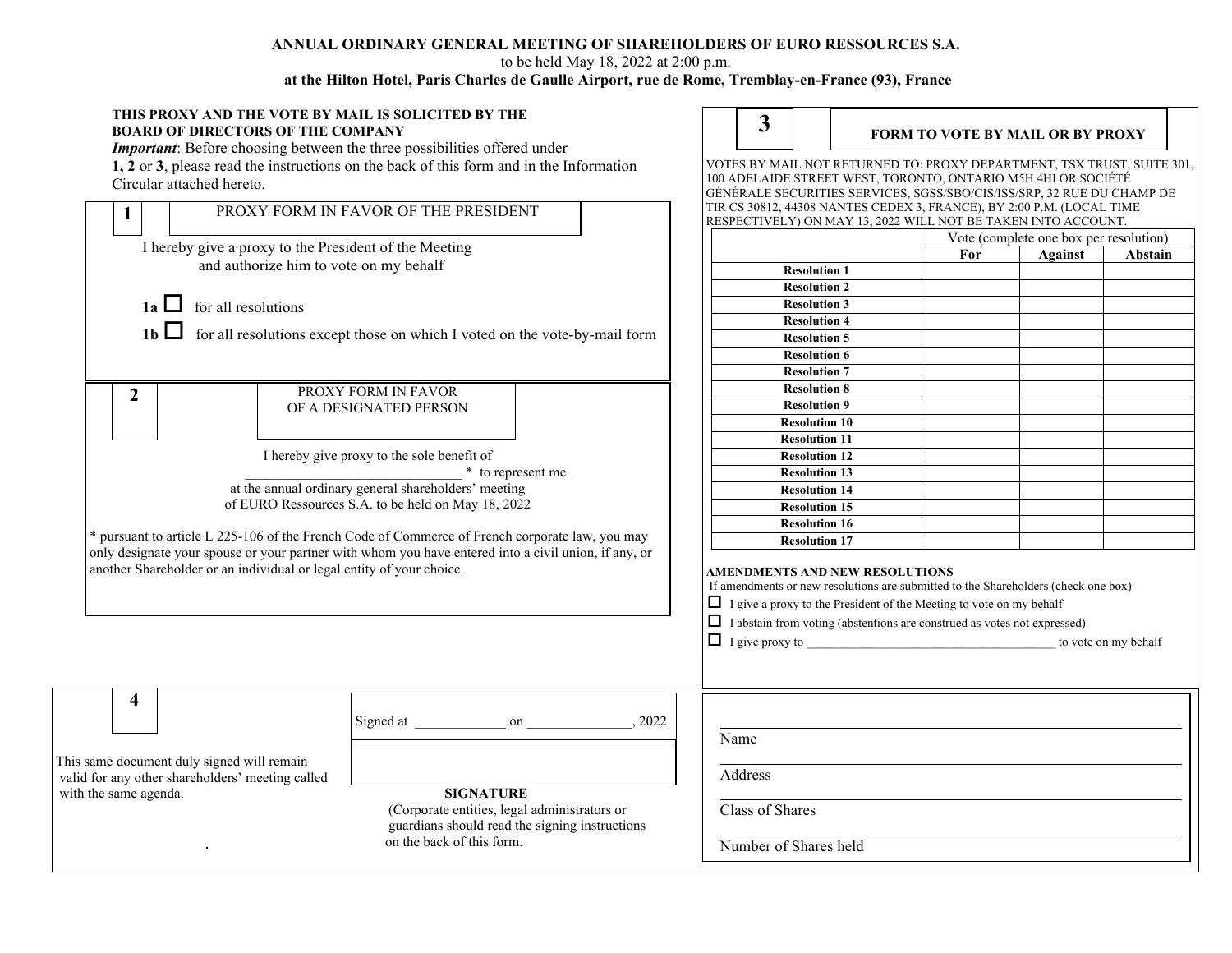**ANNUAL ORDINARY GENERAL MEETING OF SHAREHOLDERS OF EURO RESSOURCES S.A.**
to be held May 18, 2022 at 2:00 p.m.
**at the Hilton Hotel, Paris Charles de Gaulle Airport, rue de Rome, Tremblay-en-France (93), France**

**THIS PROXY AND THE VOTE BY MAIL IS SOLICITED BY THE BOARD OF DIRECTORS OF THE COMPANY**
***Important***: Before choosing between the three possibilities offered under **1, 2** or **3**, please read the instructions on the back of this form and in the Information Circular attached hereto.

**1** PROXY FORM IN FAVOR OF THE PRESIDENT

I hereby give a proxy to the President of the Meeting and authorize him to vote on my behalf

**1a** ☐ for all resolutions

**1b** ☐ for all resolutions except those on which I voted on the vote-by-mail form

**2** PROXY FORM IN FAVOR OF A DESIGNATED PERSON

I hereby give proxy to the sole benefit of
\_\_\_\_\_\_\_\_\_\_\_\_\_\_\_\_\_\_\_\_\_\_\_\_\_\_\_\_\_\_\_\_ * to represent me
at the annual ordinary general shareholders' meeting
of EURO Ressources S.A. to be held on May 18, 2022

* pursuant to article L 225-106 of the French Code of Commerce of French corporate law, you may only designate your spouse or your partner with whom you have entered into a civil union, if any, or another Shareholder or an individual or legal entity of your choice.

**3** **FORM TO VOTE BY MAIL OR BY PROXY**

VOTES BY MAIL NOT RETURNED TO: PROXY DEPARTMENT, TSX TRUST, SUITE 301, 100 ADELAIDE STREET WEST, TORONTO, ONTARIO M5H 4HI OR SOCIÉTÉ GÉNÉRALE SECURITIES SERVICES, SGSS/SBO/CIS/ISS/SRP, 32 RUE DU CHAMP DE TIR CS 30812, 44308 NANTES CEDEX 3, FRANCE), BY 2:00 P.M. (LOCAL TIME RESPECTIVELY) ON MAY 13, 2022 WILL NOT BE TAKEN INTO ACCOUNT.

| | Vote (complete one box per resolution) | | |
|---|---|---|---|
| | **For** | **Against** | **Abstain** |
| **Resolution 1** | | | |
| **Resolution 2** | | | |
| **Resolution 3** | | | |
| **Resolution 4** | | | |
| **Resolution 5** | | | |
| **Resolution 6** | | | |
| **Resolution 7** | | | |
| **Resolution 8** | | | |
| **Resolution 9** | | | |
| **Resolution 10** | | | |
| **Resolution 11** | | | |
| **Resolution 12** | | | |
| **Resolution 13** | | | |
| **Resolution 14** | | | |
| **Resolution 15** | | | |
| **Resolution 16** | | | |
| **Resolution 17** | | | |

**AMENDMENTS AND NEW RESOLUTIONS**
If amendments or new resolutions are submitted to the Shareholders (check one box)

☐ I give a proxy to the President of the Meeting to vote on my behalf

☐ I abstain from voting (abstentions are construed as votes not expressed)

☐ I give proxy to \_\_\_\_\_\_\_\_\_\_\_\_\_\_\_\_\_\_\_\_\_\_\_\_\_\_\_\_\_\_\_\_\_\_\_\_\_\_\_\_ to vote on my behalf

**4**

This same document duly signed will remain valid for any other shareholders' meeting called with the same agenda.

Signed at \_\_\_\_\_\_\_\_\_\_\_\_\_ on \_\_\_\_\_\_\_\_\_\_\_\_\_\_\_, 2022

**SIGNATURE**
(Corporate entities, legal administrators or guardians should read the signing instructions on the back of this form.

Name

Address

Class of Shares

Number of Shares held